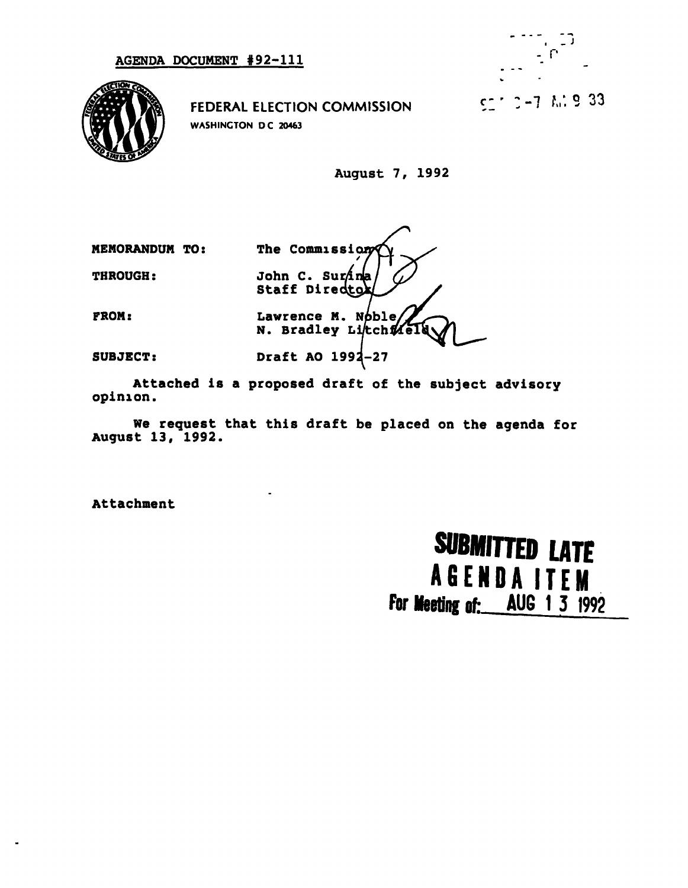AGENDA DOCUMENT #92-111

FEDERAL ELECTION COMMISSION
WASHINGTON DC 20463

Aug 7 AM 9 33

August 7, 1992

MEMORANDUM TO: The Commission

THROUGH: John C. Surina
Staff Director

FROM: Lawrence M. Noble
N. Bradley Litchfield

SUBJECT: Draft AO 1992-27

Attached is a proposed draft of the subject advisory opinion.

We request that this draft be placed on the agenda for August 13, 1992.

Attachment

**SUBMITTED LATE**
**AGENDA ITEM**
**For Meeting of: AUG 13 1992**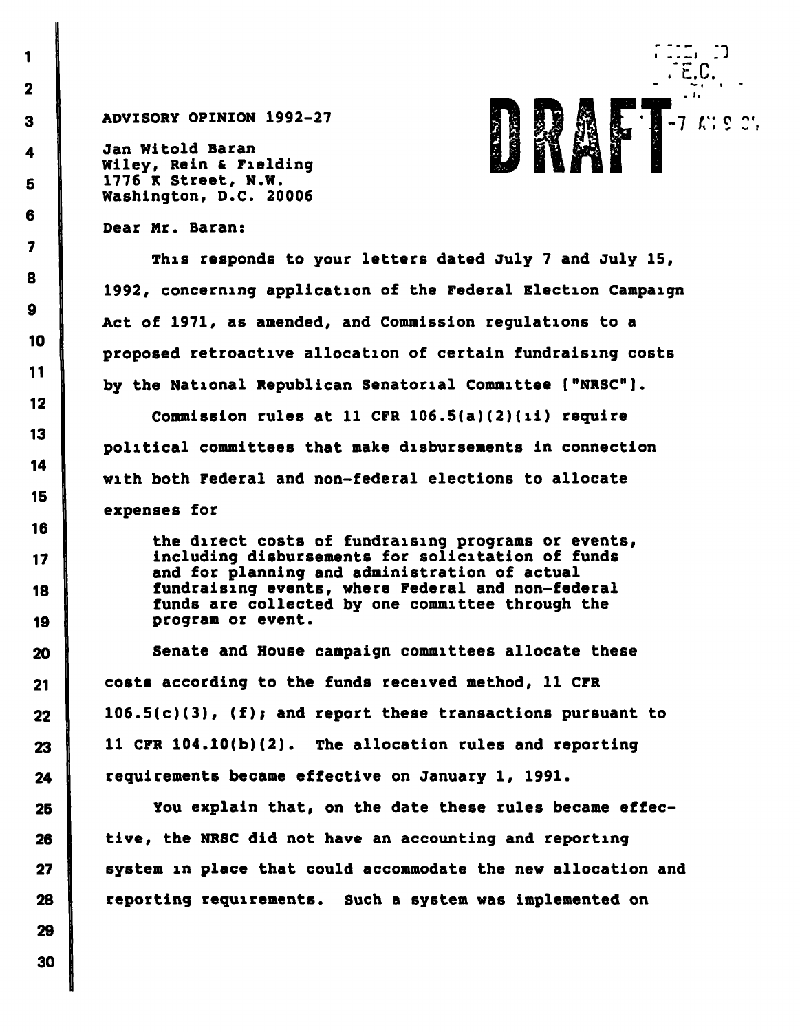ADVISORY OPINION 1992-27

Jan Witold Baran
Wiley, Rein & Fielding
1776 K Street, N.W.
Washington, D.C. 20006

Dear Mr. Baran:

This responds to your letters dated July 7 and July 15, 1992, concerning application of the Federal Election Campaign Act of 1971, as amended, and Commission regulations to a proposed retroactive allocation of certain fundraising costs by the National Republican Senatorial Committee ["NRSC"].

Commission rules at 11 CFR 106.5(a)(2)(ii) require political committees that make disbursements in connection with both Federal and non-federal elections to allocate expenses for

> the direct costs of fundraising programs or events, including disbursements for solicitation of funds and for planning and administration of actual fundraising events, where Federal and non-federal funds are collected by one committee through the program or event.

Senate and House campaign committees allocate these costs according to the funds received method, 11 CFR 106.5(c)(3), (f); and report these transactions pursuant to 11 CFR 104.10(b)(2). The allocation rules and reporting requirements became effective on January 1, 1991.

You explain that, on the date these rules became effective, the NRSC did not have an accounting and reporting system in place that could accommodate the new allocation and reporting requirements. Such a system was implemented on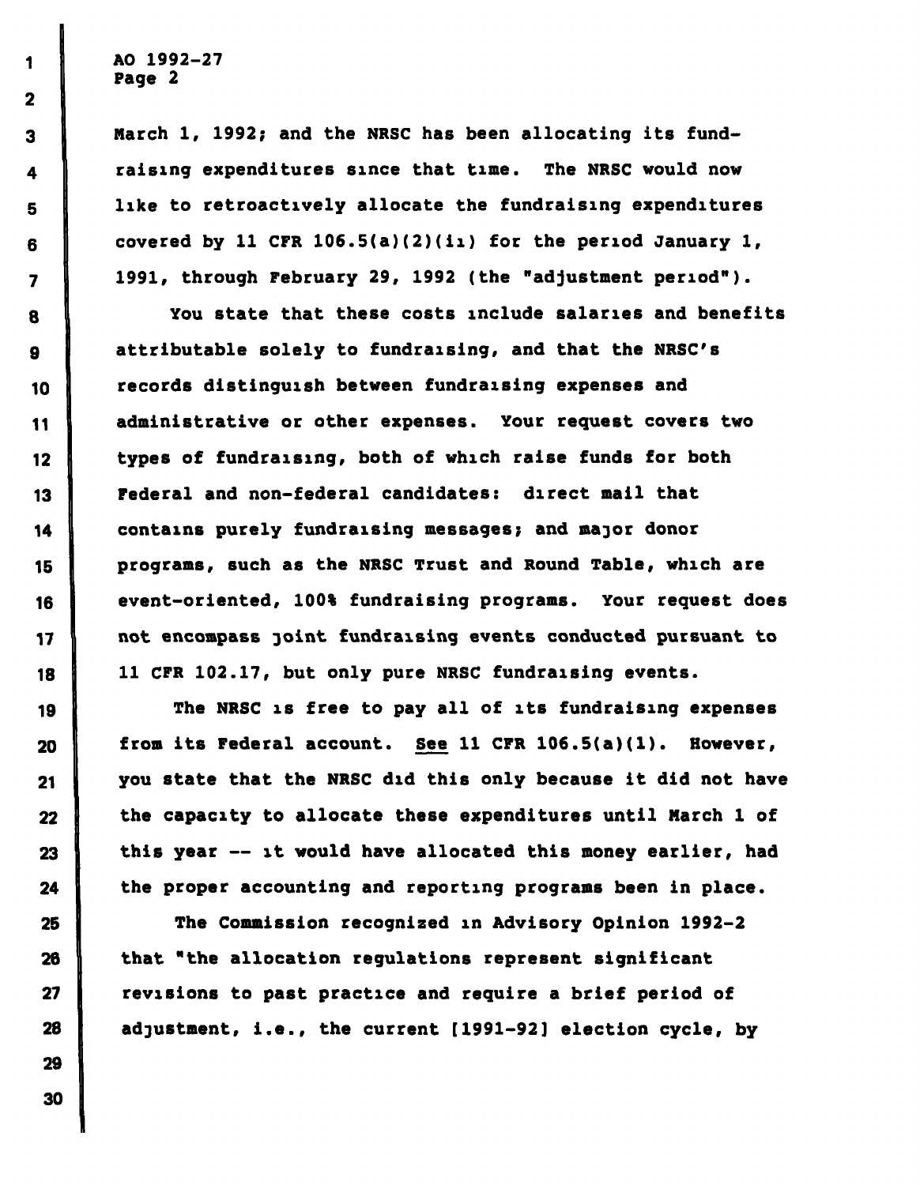March 1, 1992; and the NRSC has been allocating its fundraising expenditures since that time. The NRSC would now like to retroactively allocate the fundraising expenditures covered by 11 CFR 106.5(a)(2)(ii) for the period January 1, 1991, through February 29, 1992 (the "adjustment period").

You state that these costs include salaries and benefits attributable solely to fundraising, and that the NRSC's records distinguish between fundraising expenses and administrative or other expenses. Your request covers two types of fundraising, both of which raise funds for both Federal and non-federal candidates: direct mail that contains purely fundraising messages; and major donor programs, such as the NRSC Trust and Round Table, which are event-oriented, 100% fundraising programs. Your request does not encompass joint fundraising events conducted pursuant to 11 CFR 102.17, but only pure NRSC fundraising events.

The NRSC is free to pay all of its fundraising expenses from its Federal account. See 11 CFR 106.5(a)(1). However, you state that the NRSC did this only because it did not have the capacity to allocate these expenditures until March 1 of this year -- it would have allocated this money earlier, had the proper accounting and reporting programs been in place.

The Commission recognized in Advisory Opinion 1992-2 that "the allocation regulations represent significant revisions to past practice and require a brief period of adjustment, i.e., the current [1991-92] election cycle, by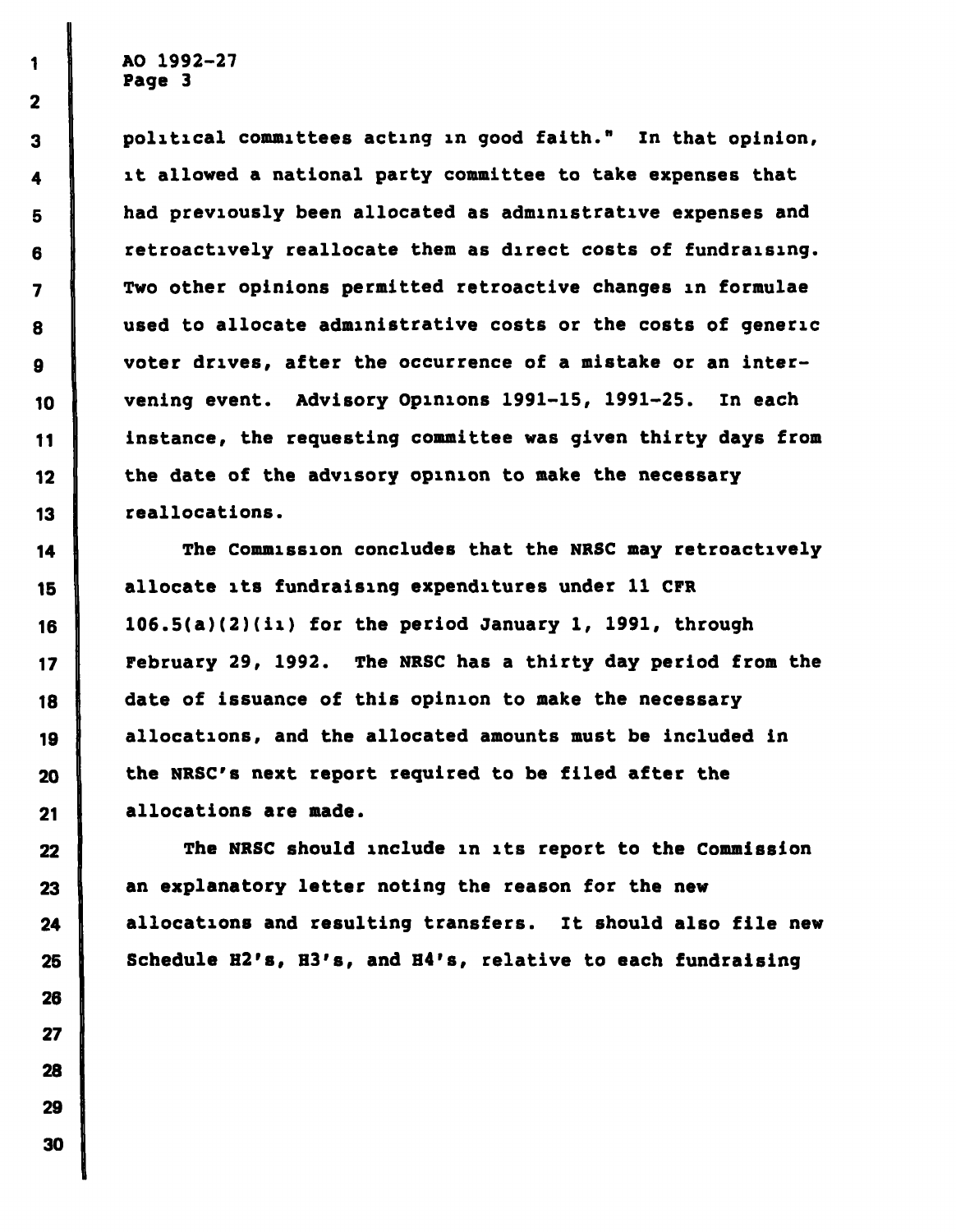political committees acting in good faith." In that opinion, it allowed a national party committee to take expenses that had previously been allocated as administrative expenses and retroactively reallocate them as direct costs of fundraising. Two other opinions permitted retroactive changes in formulae used to allocate administrative costs or the costs of generic voter drives, after the occurrence of a mistake or an intervening event. Advisory Opinions 1991-15, 1991-25. In each instance, the requesting committee was given thirty days from the date of the advisory opinion to make the necessary reallocations.

The Commission concludes that the NRSC may retroactively allocate its fundraising expenditures under 11 CFR 106.5(a)(2)(ii) for the period January 1, 1991, through February 29, 1992. The NRSC has a thirty day period from the date of issuance of this opinion to make the necessary allocations, and the allocated amounts must be included in the NRSC's next report required to be filed after the allocations are made.

The NRSC should include in its report to the Commission an explanatory letter noting the reason for the new allocations and resulting transfers. It should also file new Schedule H2's, H3's, and H4's, relative to each fundraising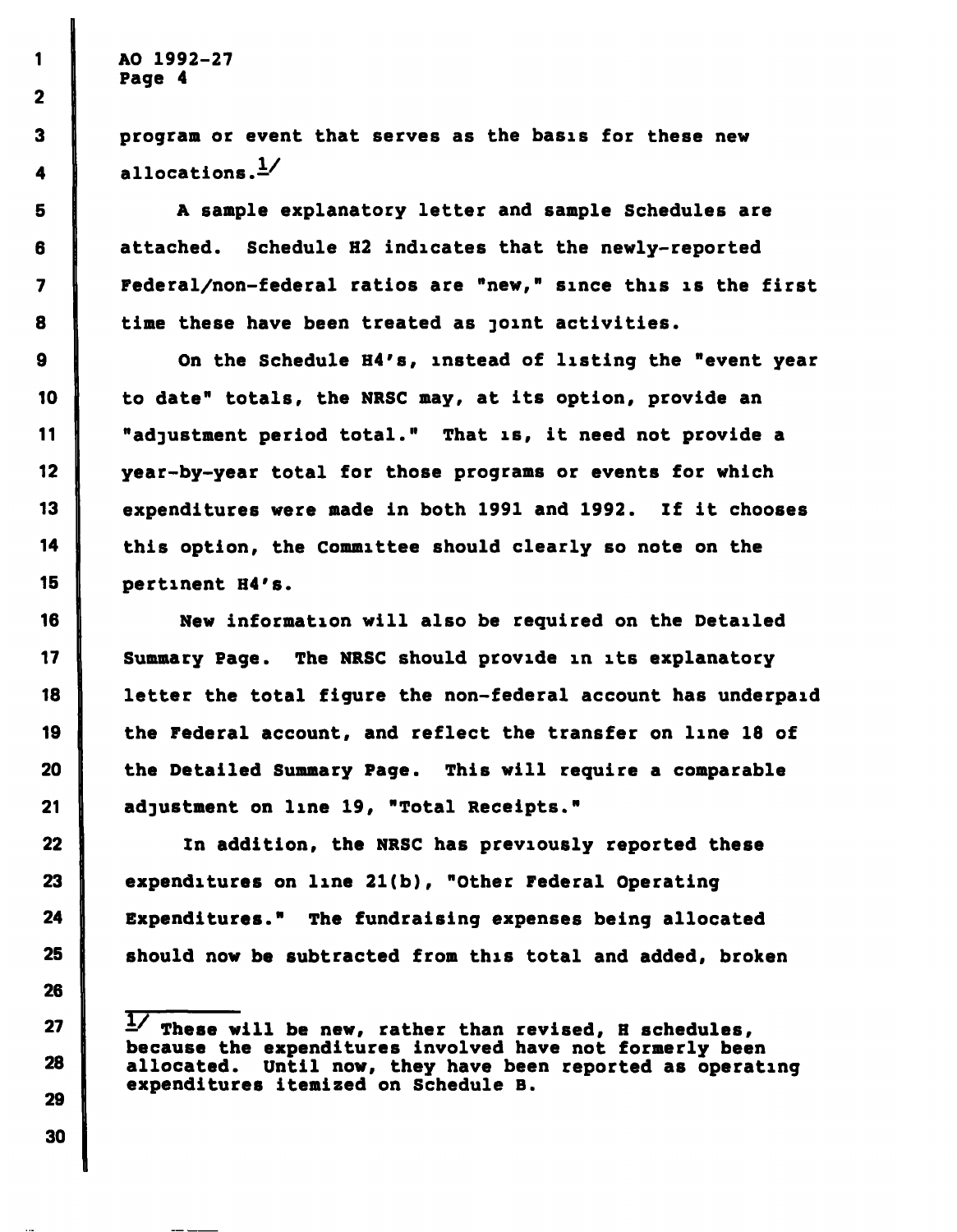program or event that serves as the basis for these new allocations.[1/]

A sample explanatory letter and sample Schedules are attached. Schedule H2 indicates that the newly-reported Federal/non-federal ratios are "new," since this is the first time these have been treated as joint activities.

On the Schedule H4's, instead of listing the "event year to date" totals, the NRSC may, at its option, provide an "adjustment period total." That is, it need not provide a year-by-year total for those programs or events for which expenditures were made in both 1991 and 1992. If it chooses this option, the Committee should clearly so note on the pertinent H4's.

New information will also be required on the Detailed Summary Page. The NRSC should provide in its explanatory letter the total figure the non-federal account has underpaid the Federal account, and reflect the transfer on line 18 of the Detailed Summary Page. This will require a comparable adjustment on line 19, "Total Receipts."

In addition, the NRSC has previously reported these expenditures on line 21(b), "Other Federal Operating Expenditures." The fundraising expenses being allocated should now be subtracted from this total and added, broken

---

[1/] These will be new, rather than revised, H schedules, because the expenditures involved have not formerly been allocated. Until now, they have been reported as operating expenditures itemized on Schedule B.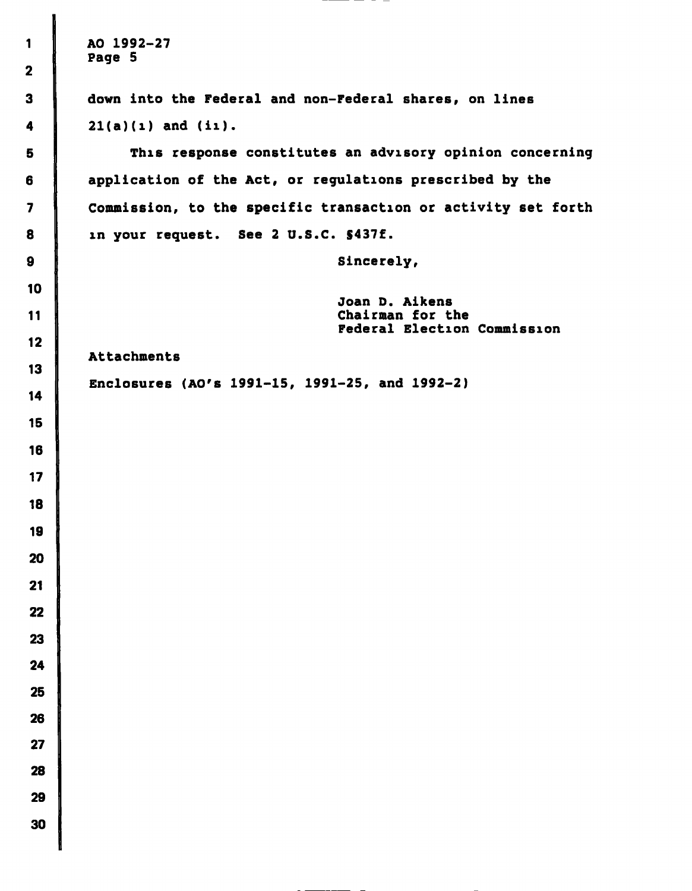down into the Federal and non-Federal shares, on lines 21(a)(i) and (ii).

This response constitutes an advisory opinion concerning application of the Act, or regulations prescribed by the Commission, to the specific transaction or activity set forth in your request. See 2 U.S.C. §437f.

Sincerely,

Joan D. Aikens
Chairman for the
Federal Election Commission

Attachments

Enclosures (AO's 1991-15, 1991-25, and 1992-2)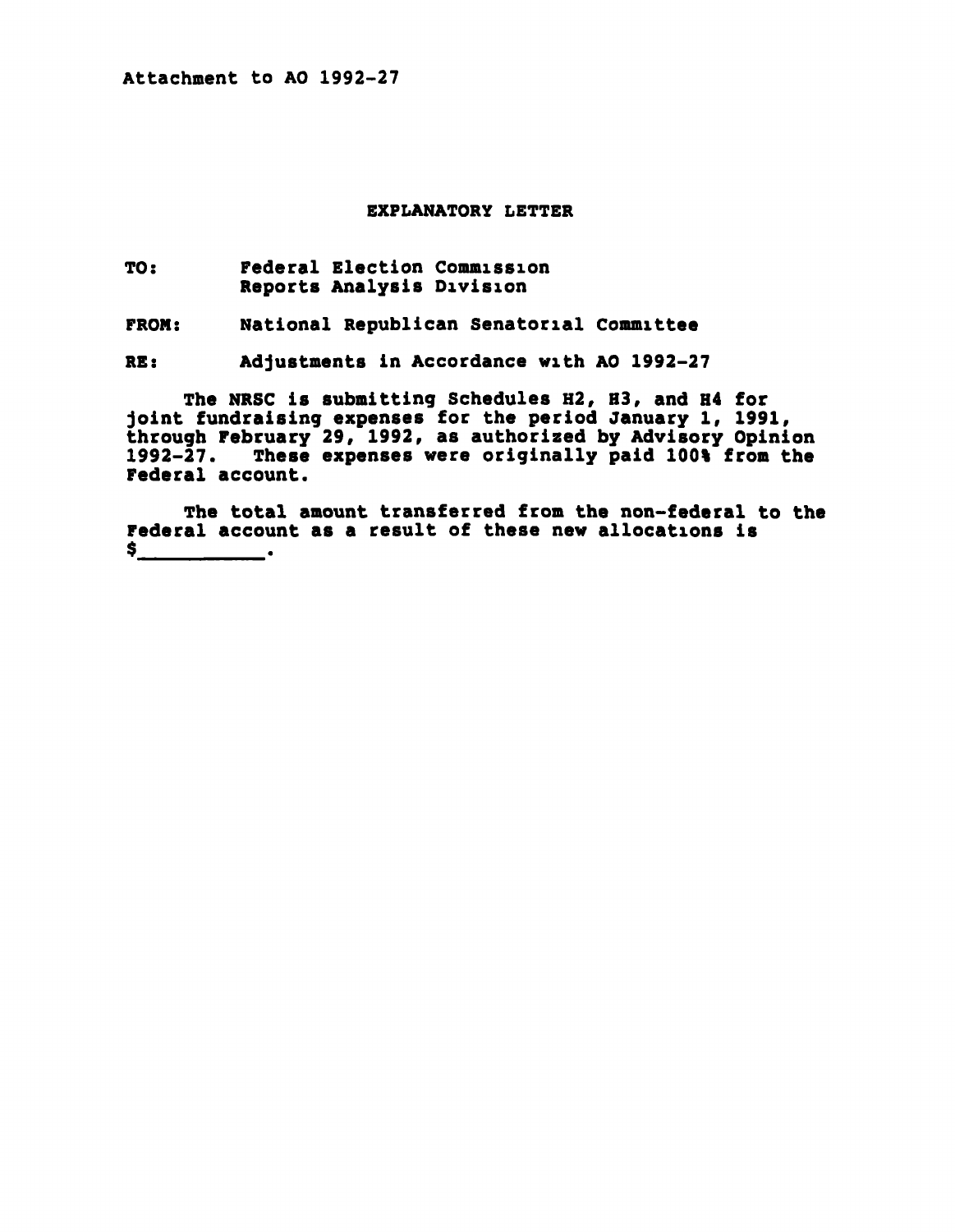Attachment to AO 1992-27

## EXPLANATORY LETTER

**TO:** Federal Election Commission
Reports Analysis Division

**FROM:** National Republican Senatorial Committee

**RE:** Adjustments in Accordance with AO 1992-27

The NRSC is submitting Schedules H2, H3, and H4 for joint fundraising expenses for the period January 1, 1991, through February 29, 1992, as authorized by Advisory Opinion 1992-27. These expenses were originally paid 100% from the Federal account.

The total amount transferred from the non-federal to the Federal account as a result of these new allocations is $__________.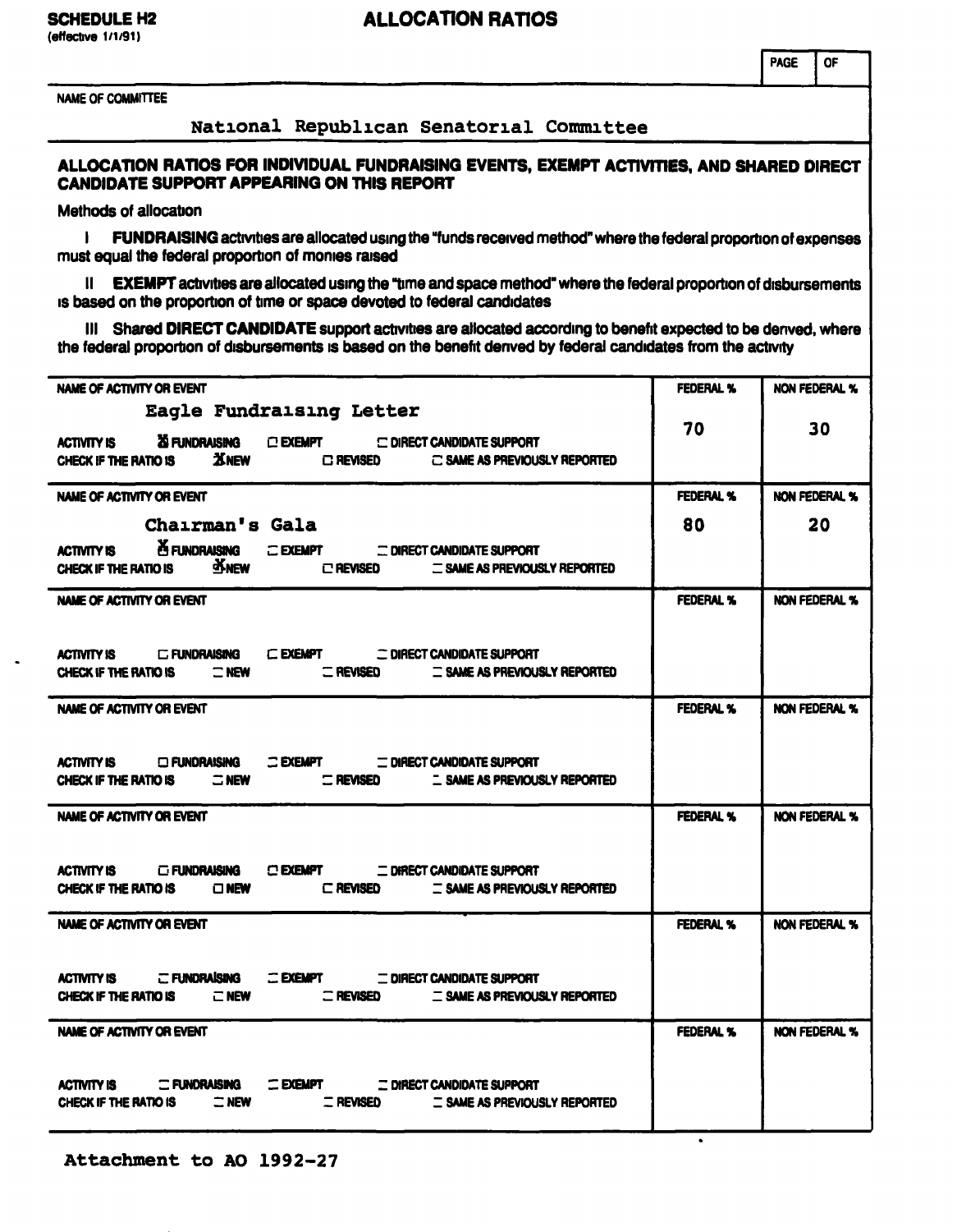**SCHEDULE H2**
(effective 1/1/91)

# ALLOCATION RATIOS

| PAGE | OF |
|---|---|
| | |

NAME OF COMMITTEE

National Republican Senatorial Committee

## ALLOCATION RATIOS FOR INDIVIDUAL FUNDRAISING EVENTS, EXEMPT ACTIVITIES, AND SHARED DIRECT CANDIDATE SUPPORT APPEARING ON THIS REPORT

Methods of allocation

I **FUNDRAISING** activities are allocated using the "funds received method" where the federal proportion of expenses must equal the federal proportion of monies raised

II **EXEMPT** activities are allocated using the "time and space method" where the federal proportion of disbursements is based on the proportion of time or space devoted to federal candidates

III Shared **DIRECT CANDIDATE** support activities are allocated according to benefit expected to be derived, where the federal proportion of disbursements is based on the benefit derived by federal candidates from the activity

| NAME OF ACTIVITY OR EVENT | FEDERAL % | NON FEDERAL % |
|---|---|---|
| Eagle Fundraising Letter<br>ACTIVITY IS ☒ FUNDRAISING ☐ EXEMPT ☐ DIRECT CANDIDATE SUPPORT<br>CHECK IF THE RATIO IS ☒ NEW ☐ REVISED ☐ SAME AS PREVIOUSLY REPORTED | 70 | 30 |
| Chairman's Gala<br>ACTIVITY IS ☒ FUNDRAISING ☐ EXEMPT ☐ DIRECT CANDIDATE SUPPORT<br>CHECK IF THE RATIO IS ☒ NEW ☐ REVISED ☐ SAME AS PREVIOUSLY REPORTED | 80 | 20 |
| ACTIVITY IS ☐ FUNDRAISING ☐ EXEMPT ☐ DIRECT CANDIDATE SUPPORT<br>CHECK IF THE RATIO IS ☐ NEW ☐ REVISED ☐ SAME AS PREVIOUSLY REPORTED | | |
| ACTIVITY IS ☐ FUNDRAISING ☐ EXEMPT ☐ DIRECT CANDIDATE SUPPORT<br>CHECK IF THE RATIO IS ☐ NEW ☐ REVISED ☐ SAME AS PREVIOUSLY REPORTED | | |
| ACTIVITY IS ☐ FUNDRAISING ☐ EXEMPT ☐ DIRECT CANDIDATE SUPPORT<br>CHECK IF THE RATIO IS ☐ NEW ☐ REVISED ☐ SAME AS PREVIOUSLY REPORTED | | |
| ACTIVITY IS ☐ FUNDRAISING ☐ EXEMPT ☐ DIRECT CANDIDATE SUPPORT<br>CHECK IF THE RATIO IS ☐ NEW ☐ REVISED ☐ SAME AS PREVIOUSLY REPORTED | | |
| ACTIVITY IS ☐ FUNDRAISING ☐ EXEMPT ☐ DIRECT CANDIDATE SUPPORT<br>CHECK IF THE RATIO IS ☐ NEW ☐ REVISED ☐ SAME AS PREVIOUSLY REPORTED | | |

Attachment to AO 1992-27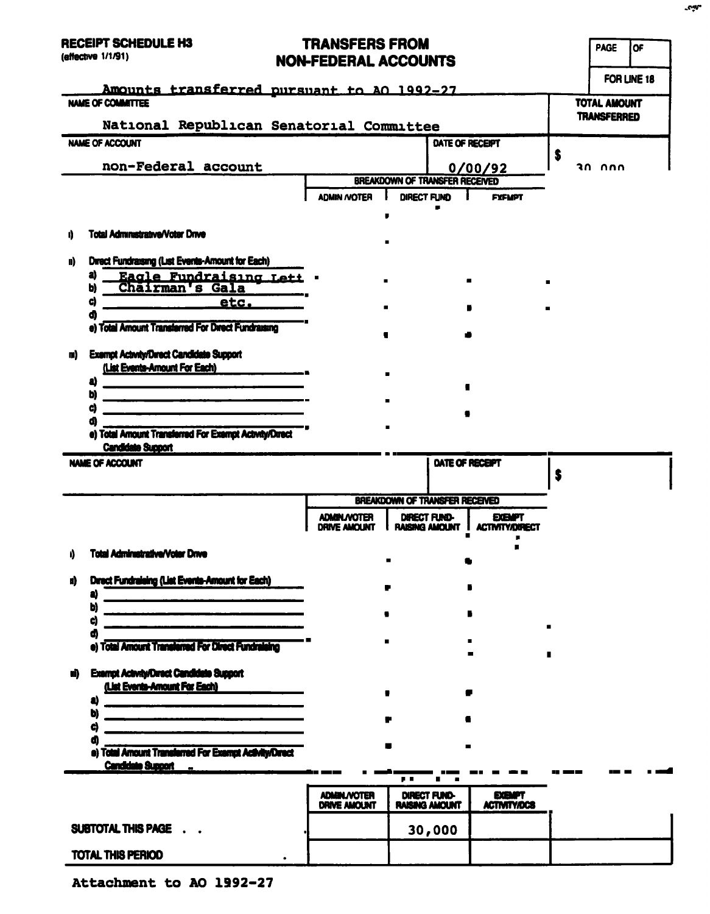**RECEIPT SCHEDULE H3**
(effective 1/1/91)

# TRANSFERS FROM NON-FEDERAL ACCOUNTS

| PAGE | OF |
|---|---|
| FOR LINE 18 | |

Amounts transferred pursuant to AO 1992-27

| NAME OF COMMITTEE | | TOTAL AMOUNT TRANSFERRED |
|---|---|---|
| National Republican Senatorial Committee | | |
| **NAME OF ACCOUNT** | **DATE OF RECEIPT** | |
| non-Federal account | 0/00/92 | $ 30,000 |

| | BREAKDOWN OF TRANSFER RECEIVED | | |
|---|---|---|---|
| | ADMIN /VOTER | DIRECT FUND | EXEMPT |
| i) Total Administrative/Voter Drive | | | |
| ii) Direct Fundraising (List Events-Amount for Each) | | | |
| a) Eagle Fundraising Lett | | | |
| b) Chairman's Gala | | | |
| c) etc. | | | |
| d) | | | |
| e) Total Amount Transferred For Direct Fundraising | | | |
| iii) Exempt Activity/Direct Candidate Support (List Events-Amount For Each) | | | |
| a) | | | |
| b) | | | |
| c) | | | |
| d) | | | |
| e) Total Amount Transferred For Exempt Activity/Direct Candidate Support | | | |

| NAME OF ACCOUNT | DATE OF RECEIPT | |
|---|---|---|
| | | $ |

| | BREAKDOWN OF TRANSFER RECEIVED | | |
|---|---|---|---|
| | ADMIN./VOTER DRIVE AMOUNT | DIRECT FUND-RAISING AMOUNT | EXEMPT ACTIVITY/DIRECT |
| i) Total Administrative/Voter Drive | | | |
| ii) Direct Fundraising (List Events-Amount for Each) | | | |
| a) | | | |
| b) | | | |
| c) | | | |
| d) | | | |
| e) Total Amount Transferred For Direct Fundraising | | | |
| iii) Exempt Activity/Direct Candidate Support (List Events-Amount For Each) | | | |
| a) | | | |
| b) | | | |
| c) | | | |
| d) | | | |
| e) Total Amount Transferred For Exempt Activity/Direct Candidate Support | | | |

| | ADMIN./VOTER DRIVE AMOUNT | DIRECT FUND-RAISING AMOUNT | EXEMPT ACTIVITY/DCS | |
|---|---|---|---|---|
| SUBTOTAL THIS PAGE . . . | | 30,000 | | |
| TOTAL THIS PERIOD | | | | |

Attachment to AO 1992-27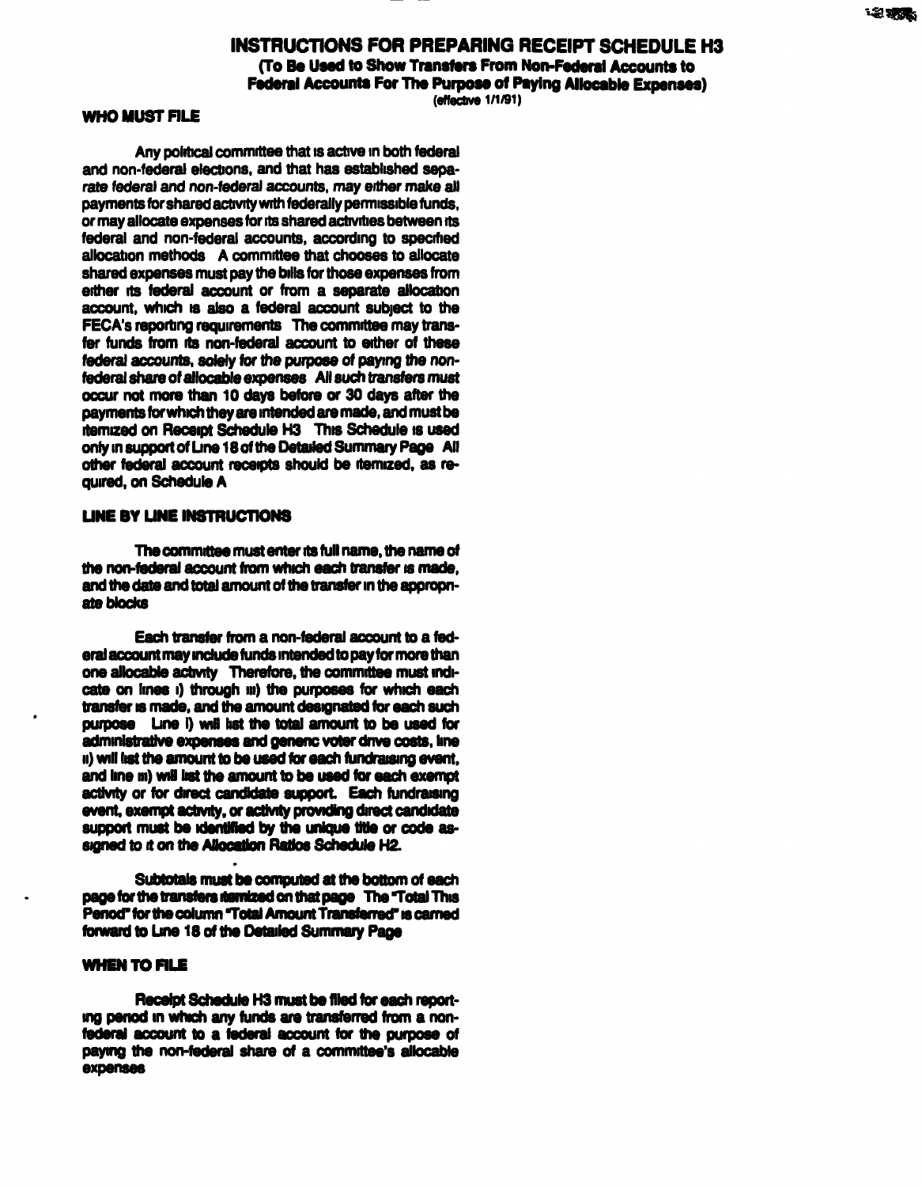# INSTRUCTIONS FOR PREPARING RECEIPT SCHEDULE H3

**(To Be Used to Show Transfers From Non-Federal Accounts to Federal Accounts For The Purpose of Paying Allocable Expenses)**

(effective 1/1/91)

## WHO MUST FILE

Any political committee that is active in both federal and non-federal elections, and that has established separate federal and non-federal accounts, may either make all payments for shared activity with federally permissible funds, or may allocate expenses for its shared activities between its federal and non-federal accounts, according to specified allocation methods. A committee that chooses to allocate shared expenses must pay the bills for those expenses from either its federal account or from a separate allocation account, which is also a federal account subject to the FECA's reporting requirements. The committee may transfer funds from its non-federal account to either of these federal accounts, *solely for the purpose of paying the non-federal share of allocable expenses.* All such transfers must occur not more than 10 days before or 30 days after the payments for which they are intended are made, and must be itemized on Receipt Schedule H3. This Schedule is used only in support of Line 18 of the Detailed Summary Page. All other federal account receipts should be itemized, as required, on Schedule A.

## LINE BY LINE INSTRUCTIONS

The committee must enter its full name, the name of the non-federal account from which each transfer is made, and the date and total amount of the transfer in the appropriate blocks.

Each transfer from a non-federal account to a federal account may include funds intended to pay for more than one allocable activity. Therefore, the committee must indicate on lines i) through iii) the purposes for which each transfer is made, and the amount designated for each such purpose. Line i) will list the total amount to be used for administrative expenses and generic voter drive costs, line ii) will list the amount to be used for each fundraising event, and line iii) will list the amount to be used for each exempt activity or for direct candidate support. Each fundraising event, exempt activity, or activity providing direct candidate support must be identified by the unique title or code assigned to it on the Allocation Ratios Schedule H2.

Subtotals must be computed at the bottom of each page for the transfers itemized on that page. The "Total This Period" for the column "Total Amount Transferred" is carried forward to Line 18 of the Detailed Summary Page.

## WHEN TO FILE

Receipt Schedule H3 must be filed for each reporting period in which any funds are transferred from a non-federal account to a federal account for the purpose of paying the non-federal share of a committee's allocable expenses.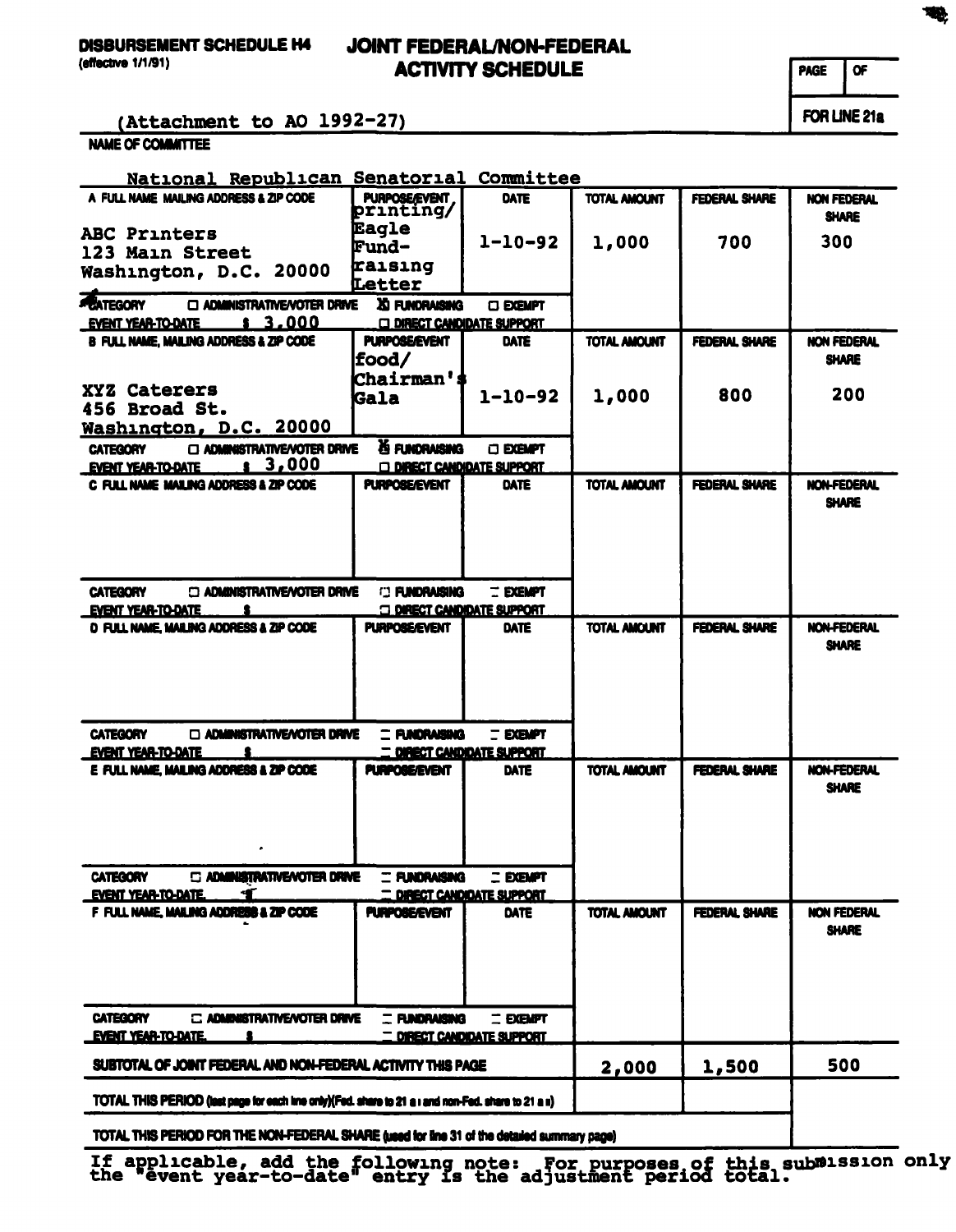**DISBURSEMENT SCHEDULE H4** (effective 1/1/91)

# JOINT FEDERAL/NON-FEDERAL ACTIVITY SCHEDULE

PAGE | OF

FOR LINE 21a

(Attachment to AO 1992-27)

**NAME OF COMMITTEE**

National Republican Senatorial Committee

| | PURPOSE/EVENT | DATE | TOTAL AMOUNT | FEDERAL SHARE | NON FEDERAL SHARE |
|---|---|---|---|---|---|
| A FULL NAME MAILING ADDRESS & ZIP CODE<br>ABC Printers<br>123 Main Street<br>Washington, D.C. 20000 | printing/ Eagle Fund-raising Letter | 1-10-92 | 1,000 | 700 | 300 |
| CATEGORY ☐ ADMINISTRATIVE/VOTER DRIVE ☒ FUNDRAISING ☐ EXEMPT ☐ DIRECT CANDIDATE SUPPORT<br>EVENT YEAR-TO-DATE $ 3,000 | | | | | |
| B FULL NAME, MAILING ADDRESS & ZIP CODE<br>XYZ Caterers<br>456 Broad St.<br>Washington, D.C. 20000 | food/ Chairman's Gala | 1-10-92 | 1,000 | 800 | 200 |
| CATEGORY ☐ ADMINISTRATIVE/VOTER DRIVE ☒ FUNDRAISING ☐ EXEMPT ☐ DIRECT CANDIDATE SUPPORT<br>EVENT YEAR-TO-DATE $ 3,000 | | | | | |
| C FULL NAME MAILING ADDRESS & ZIP CODE | | | | | |
| CATEGORY ☐ ADMINISTRATIVE/VOTER DRIVE ☐ FUNDRAISING ☐ EXEMPT ☐ DIRECT CANDIDATE SUPPORT<br>EVENT YEAR-TO-DATE $ | | | | | |
| D FULL NAME, MAILING ADDRESS & ZIP CODE | | | | | |
| CATEGORY ☐ ADMINISTRATIVE/VOTER DRIVE ☐ FUNDRAISING ☐ EXEMPT ☐ DIRECT CANDIDATE SUPPORT<br>EVENT YEAR-TO-DATE $ | | | | | |
| E FULL NAME, MAILING ADDRESS & ZIP CODE | | | | | |
| CATEGORY ☐ ADMINISTRATIVE/VOTER DRIVE ☐ FUNDRAISING ☐ EXEMPT ☐ DIRECT CANDIDATE SUPPORT<br>EVENT YEAR-TO-DATE $ | | | | | |
| F FULL NAME, MAILING ADDRESS & ZIP CODE | | | | | |
| CATEGORY ☐ ADMINISTRATIVE/VOTER DRIVE ☐ FUNDRAISING ☐ EXEMPT ☐ DIRECT CANDIDATE SUPPORT<br>EVENT YEAR-TO-DATE $ | | | | | |
| SUBTOTAL OF JOINT FEDERAL AND NON-FEDERAL ACTIVITY THIS PAGE | | | 2,000 | 1,500 | 500 |
| TOTAL THIS PERIOD (last page for each line only)(Fed. share to 21 a i and non-Fed. share to 21 a ii) | | | | | |
| TOTAL THIS PERIOD FOR THE NON-FEDERAL SHARE (used for line 31 of the detailed summary page) | | | | | |

If applicable, add the following note: For purposes of this submission only the "event year-to-date" entry is the adjustment period total.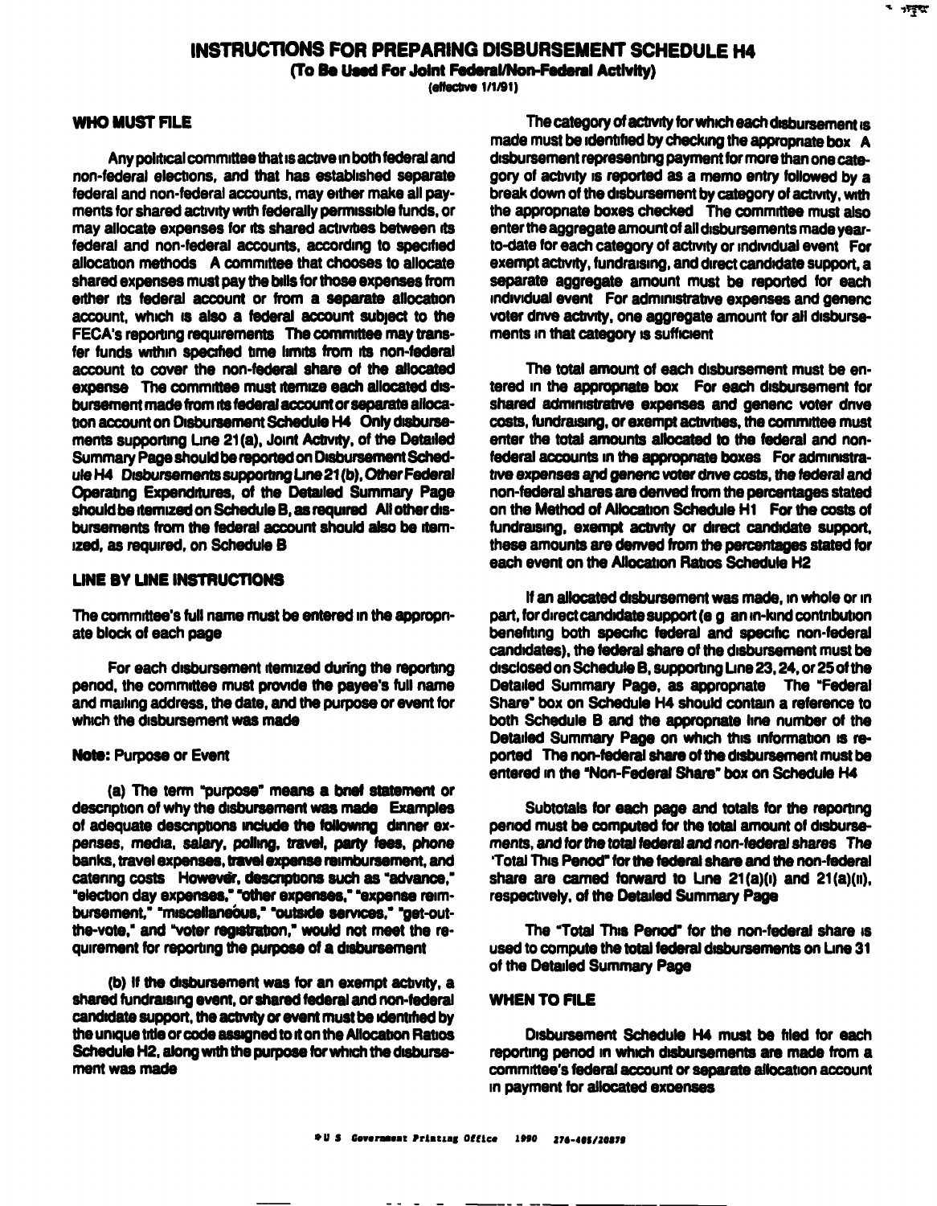# INSTRUCTIONS FOR PREPARING DISBURSEMENT SCHEDULE H4

**(To Be Used For Joint Federal/Non-Federal Activity)**

(effective 1/1/91)

## WHO MUST FILE

Any political committee that is active in both federal and non-federal elections, and that has established separate federal and non-federal accounts, may either make all payments for shared activity with federally permissible funds, or may allocate expenses for its shared activities between its federal and non-federal accounts, according to specified allocation methods. A committee that chooses to allocate shared expenses must pay the bills for those expenses from either its federal account or from a separate allocation account, which is also a federal account subject to the FECA's reporting requirements. The committee may transfer funds within specified time limits from its non-federal account to cover the non-federal share of the allocated expense. The committee must itemize each allocated disbursement made from its federal account or separate allocation account on Disbursement Schedule H4. Only disbursements supporting Line 21(a), Joint Activity, of the Detailed Summary Page should be reported on Disbursement Schedule H4. *Disbursements supporting Line 21(b), Other Federal Operating Expenditures, of the Detailed Summary Page should be itemized on Schedule B, as required.* All other disbursements from the federal account should also be itemized, as required, on Schedule B.

## LINE BY LINE INSTRUCTIONS

The committee's full name must be entered in the appropriate block of each page.

For each disbursement itemized during the reporting period, the committee must provide the payee's full name and mailing address, the date, and the purpose or event for which the disbursement was made.

**Note:** Purpose or Event

(a) The term "purpose" means a brief statement or description of why the disbursement was made. Examples of adequate descriptions include the following: dinner expenses, media, salary, polling, travel, party fees, phone banks, travel expenses, travel expense reimbursement, and catering costs. However, descriptions such as "advance," "election day expenses," "other expenses," "expense reimbursement," "miscellaneous," "outside services," "get-out-the-vote," and "voter registration," would not meet the requirement for reporting the purpose of a disbursement.

(b) If the disbursement was for an exempt activity, a shared fundraising event, or shared federal and non-federal candidate support, the activity or event must be identified by the unique title or code assigned to it on the Allocation Ratios Schedule H2, along with the purpose for which the disbursement was made.

The category of activity for which each disbursement is made must be identified by checking the appropriate box. A disbursement representing payment for more than one category of activity is reported as a memo entry followed by a break down of the disbursement by category of activity, with the appropriate boxes checked. The committee must also enter the aggregate amount of all disbursements made year-to-date for each category of activity or individual event. For exempt activity, fundraising, and direct candidate support, a separate aggregate amount must be reported for each individual event. For administrative expenses and generic voter drive activity, one aggregate amount for all disbursements in that category is sufficient.

The total amount of each disbursement must be entered in the appropriate box. For each disbursement for shared administrative expenses and generic voter drive costs, fundraising, or exempt activities, the committee must enter the total amounts allocated to the federal and non-federal accounts in the appropriate boxes. *For administrative expenses and generic voter drive costs, the federal and* non-federal shares are derived from the percentages stated on the Method of Allocation Schedule H1. For the costs of fundraising, exempt activity or direct candidate support, these amounts are derived from the percentages stated for each event on the Allocation Ratios Schedule H2.

If an allocated disbursement was made, in whole or in part, for direct candidate support (e.g. an in-kind contribution benefiting both specific federal and specific non-federal candidates), the federal share of the disbursement must be disclosed on Schedule B, supporting Line 23, 24, or 25 of the Detailed Summary Page, as appropriate. The "Federal Share" box on Schedule H4 should contain a reference to both Schedule B and the appropriate line number of the Detailed Summary Page on which this information is reported. The non-federal share of the disbursement must be entered in the "Non-Federal Share" box on Schedule H4.

Subtotals for each page and totals for the reporting period must be computed for the total amount of disbursements, and for the total federal and non-federal shares. The 'Total This Period' for the federal share and the non-federal share are carried forward to Line 21(a)(i) and 21(a)(ii), respectively, of the Detailed Summary Page.

The "Total This Period" for the non-federal share is used to compute the total federal disbursements on Line 31 of the Detailed Summary Page.

## WHEN TO FILE

Disbursement Schedule H4 must be filed for each reporting period in which disbursements are made from a committee's federal account or separate allocation account in payment for allocated expenses.